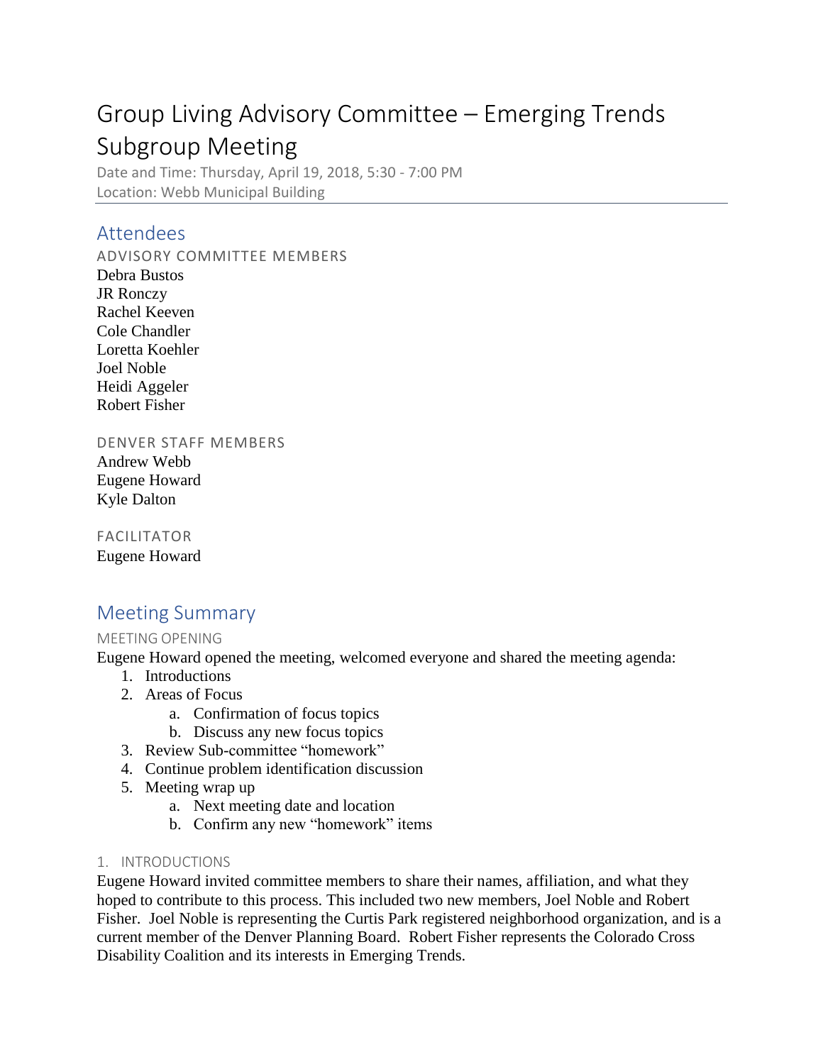# Group Living Advisory Committee – Emerging Trends Subgroup Meeting

Date and Time: Thursday, April 19, 2018, 5:30 - 7:00 PM
Location: Webb Municipal Building

## Attendees

### ADVISORY COMMITTEE MEMBERS

Debra Bustos
JR Ronczy
Rachel Keeven
Cole Chandler
Loretta Koehler
Joel Noble
Heidi Aggeler
Robert Fisher

### DENVER STAFF MEMBERS

Andrew Webb
Eugene Howard
Kyle Dalton

### FACILITATOR

Eugene Howard

## Meeting Summary

### MEETING OPENING

Eugene Howard opened the meeting, welcomed everyone and shared the meeting agenda:

1. Introductions
2. Areas of Focus
   a. Confirmation of focus topics
   b. Discuss any new focus topics
3. Review Sub-committee "homework"
4. Continue problem identification discussion
5. Meeting wrap up
   a. Next meeting date and location
   b. Confirm any new "homework" items

### 1. INTRODUCTIONS

Eugene Howard invited committee members to share their names, affiliation, and what they hoped to contribute to this process. This included two new members, Joel Noble and Robert Fisher. Joel Noble is representing the Curtis Park registered neighborhood organization, and is a current member of the Denver Planning Board. Robert Fisher represents the Colorado Cross Disability Coalition and its interests in Emerging Trends.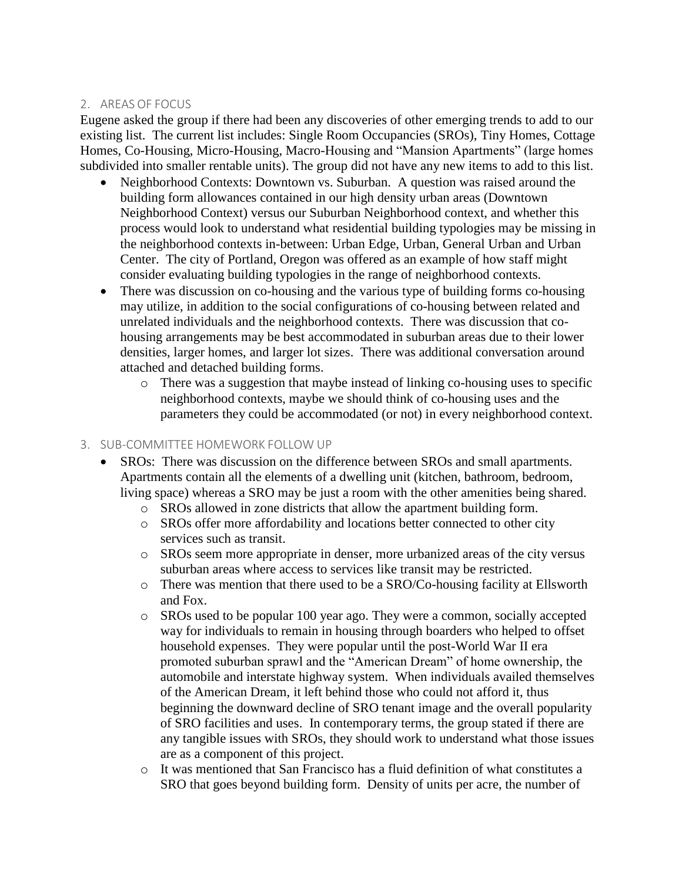## 2. AREAS OF FOCUS

Eugene asked the group if there had been any discoveries of other emerging trends to add to our existing list. The current list includes: Single Room Occupancies (SROs), Tiny Homes, Cottage Homes, Co-Housing, Micro-Housing, Macro-Housing and "Mansion Apartments" (large homes subdivided into smaller rentable units). The group did not have any new items to add to this list.

- Neighborhood Contexts: Downtown vs. Suburban. A question was raised around the building form allowances contained in our high density urban areas (Downtown Neighborhood Context) versus our Suburban Neighborhood context, and whether this process would look to understand what residential building typologies may be missing in the neighborhood contexts in-between: Urban Edge, Urban, General Urban and Urban Center. The city of Portland, Oregon was offered as an example of how staff might consider evaluating building typologies in the range of neighborhood contexts.
- There was discussion on co-housing and the various type of building forms co-housing may utilize, in addition to the social configurations of co-housing between related and unrelated individuals and the neighborhood contexts. There was discussion that co-housing arrangements may be best accommodated in suburban areas due to their lower densities, larger homes, and larger lot sizes. There was additional conversation around attached and detached building forms.
  - There was a suggestion that maybe instead of linking co-housing uses to specific neighborhood contexts, maybe we should think of co-housing uses and the parameters they could be accommodated (or not) in every neighborhood context.

## 3. SUB-COMMITTEE HOMEWORK FOLLOW UP

- SROs: There was discussion on the difference between SROs and small apartments. Apartments contain all the elements of a dwelling unit (kitchen, bathroom, bedroom, living space) whereas a SRO may be just a room with the other amenities being shared.
  - SROs allowed in zone districts that allow the apartment building form.
  - SROs offer more affordability and locations better connected to other city services such as transit.
  - SROs seem more appropriate in denser, more urbanized areas of the city versus suburban areas where access to services like transit may be restricted.
  - There was mention that there used to be a SRO/Co-housing facility at Ellsworth and Fox.
  - SROs used to be popular 100 year ago. They were a common, socially accepted way for individuals to remain in housing through boarders who helped to offset household expenses. They were popular until the post-World War II era promoted suburban sprawl and the "American Dream" of home ownership, the automobile and interstate highway system. When individuals availed themselves of the American Dream, it left behind those who could not afford it, thus beginning the downward decline of SRO tenant image and the overall popularity of SRO facilities and uses. In contemporary terms, the group stated if there are any tangible issues with SROs, they should work to understand what those issues are as a component of this project.
  - It was mentioned that San Francisco has a fluid definition of what constitutes a SRO that goes beyond building form. Density of units per acre, the number of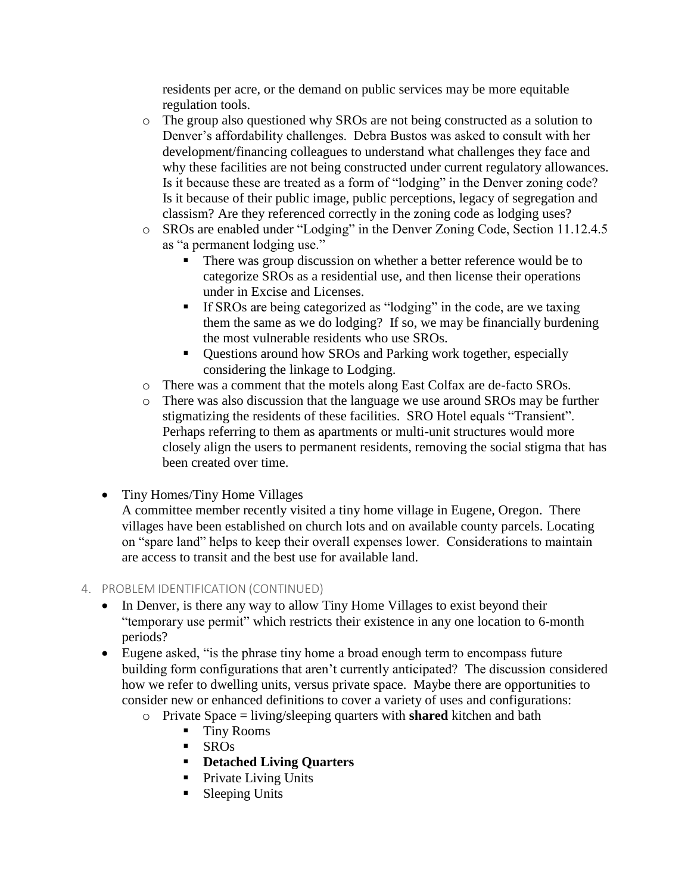residents per acre, or the demand on public services may be more equitable regulation tools.

- The group also questioned why SROs are not being constructed as a solution to Denver's affordability challenges. Debra Bustos was asked to consult with her development/financing colleagues to understand what challenges they face and why these facilities are not being constructed under current regulatory allowances. Is it because these are treated as a form of "lodging" in the Denver zoning code? Is it because of their public image, public perceptions, legacy of segregation and classism? Are they referenced correctly in the zoning code as lodging uses?
- SROs are enabled under "Lodging" in the Denver Zoning Code, Section 11.12.4.5 as "a permanent lodging use."
    - There was group discussion on whether a better reference would be to categorize SROs as a residential use, and then license their operations under in Excise and Licenses.
    - If SROs are being categorized as "lodging" in the code, are we taxing them the same as we do lodging? If so, we may be financially burdening the most vulnerable residents who use SROs.
    - Questions around how SROs and Parking work together, especially considering the linkage to Lodging.
- There was a comment that the motels along East Colfax are de-facto SROs.
- There was also discussion that the language we use around SROs may be further stigmatizing the residents of these facilities. SRO Hotel equals "Transient". Perhaps referring to them as apartments or multi-unit structures would more closely align the users to permanent residents, removing the social stigma that has been created over time.

- Tiny Homes/Tiny Home Villages
  A committee member recently visited a tiny home village in Eugene, Oregon. There villages have been established on church lots and on available county parcels. Locating on "spare land" helps to keep their overall expenses lower. Considerations to maintain are access to transit and the best use for available land.

## 4. PROBLEM IDENTIFICATION (CONTINUED)

- In Denver, is there any way to allow Tiny Home Villages to exist beyond their "temporary use permit" which restricts their existence in any one location to 6-month periods?
- Eugene asked, "is the phrase tiny home a broad enough term to encompass future building form configurations that aren't currently anticipated? The discussion considered how we refer to dwelling units, versus private space. Maybe there are opportunities to consider new or enhanced definitions to cover a variety of uses and configurations:
    - Private Space = living/sleeping quarters with **shared** kitchen and bath
        - Tiny Rooms
        - SROs
        - **Detached Living Quarters**
        - Private Living Units
        - Sleeping Units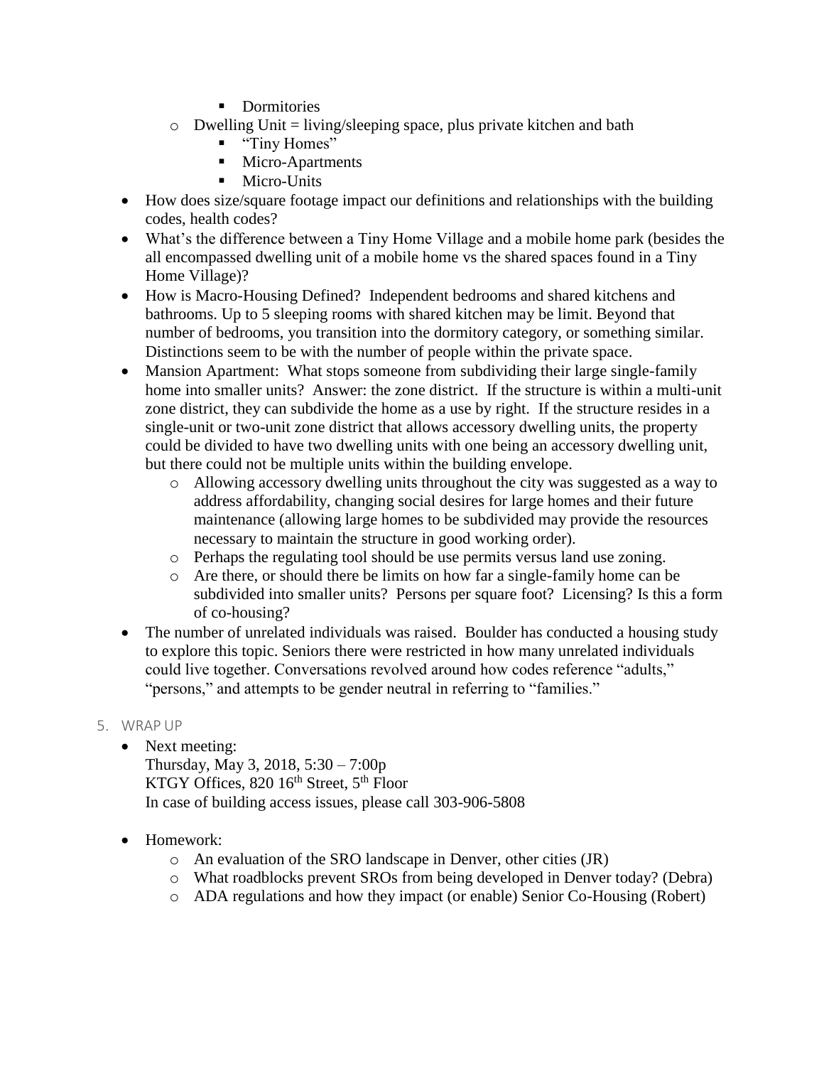- Dormitories
    - Dwelling Unit = living/sleeping space, plus private kitchen and bath
        - "Tiny Homes"
        - Micro-Apartments
        - Micro-Units
- How does size/square footage impact our definitions and relationships with the building codes, health codes?
- What's the difference between a Tiny Home Village and a mobile home park (besides the all encompassed dwelling unit of a mobile home vs the shared spaces found in a Tiny Home Village)?
- How is Macro-Housing Defined? Independent bedrooms and shared kitchens and bathrooms. Up to 5 sleeping rooms with shared kitchen may be limit. Beyond that number of bedrooms, you transition into the dormitory category, or something similar. Distinctions seem to be with the number of people within the private space.
- Mansion Apartment: What stops someone from subdividing their large single-family home into smaller units? Answer: the zone district. If the structure is within a multi-unit zone district, they can subdivide the home as a use by right. If the structure resides in a single-unit or two-unit zone district that allows accessory dwelling units, the property could be divided to have two dwelling units with one being an accessory dwelling unit, but there could not be multiple units within the building envelope.
    - Allowing accessory dwelling units throughout the city was suggested as a way to address affordability, changing social desires for large homes and their future maintenance (allowing large homes to be subdivided may provide the resources necessary to maintain the structure in good working order).
    - Perhaps the regulating tool should be use permits versus land use zoning.
    - Are there, or should there be limits on how far a single-family home can be subdivided into smaller units? Persons per square foot? Licensing? Is this a form of co-housing?
- The number of unrelated individuals was raised. Boulder has conducted a housing study to explore this topic. Seniors there were restricted in how many unrelated individuals could live together. Conversations revolved around how codes reference "adults," "persons," and attempts to be gender neutral in referring to "families."

5. WRAP UP

- Next meeting:
  Thursday, May 3, 2018, 5:30 – 7:00p
  KTGY Offices, 820 16th Street, 5th Floor
  In case of building access issues, please call 303-906-5808

- Homework:
    - An evaluation of the SRO landscape in Denver, other cities (JR)
    - What roadblocks prevent SROs from being developed in Denver today? (Debra)
    - ADA regulations and how they impact (or enable) Senior Co-Housing (Robert)